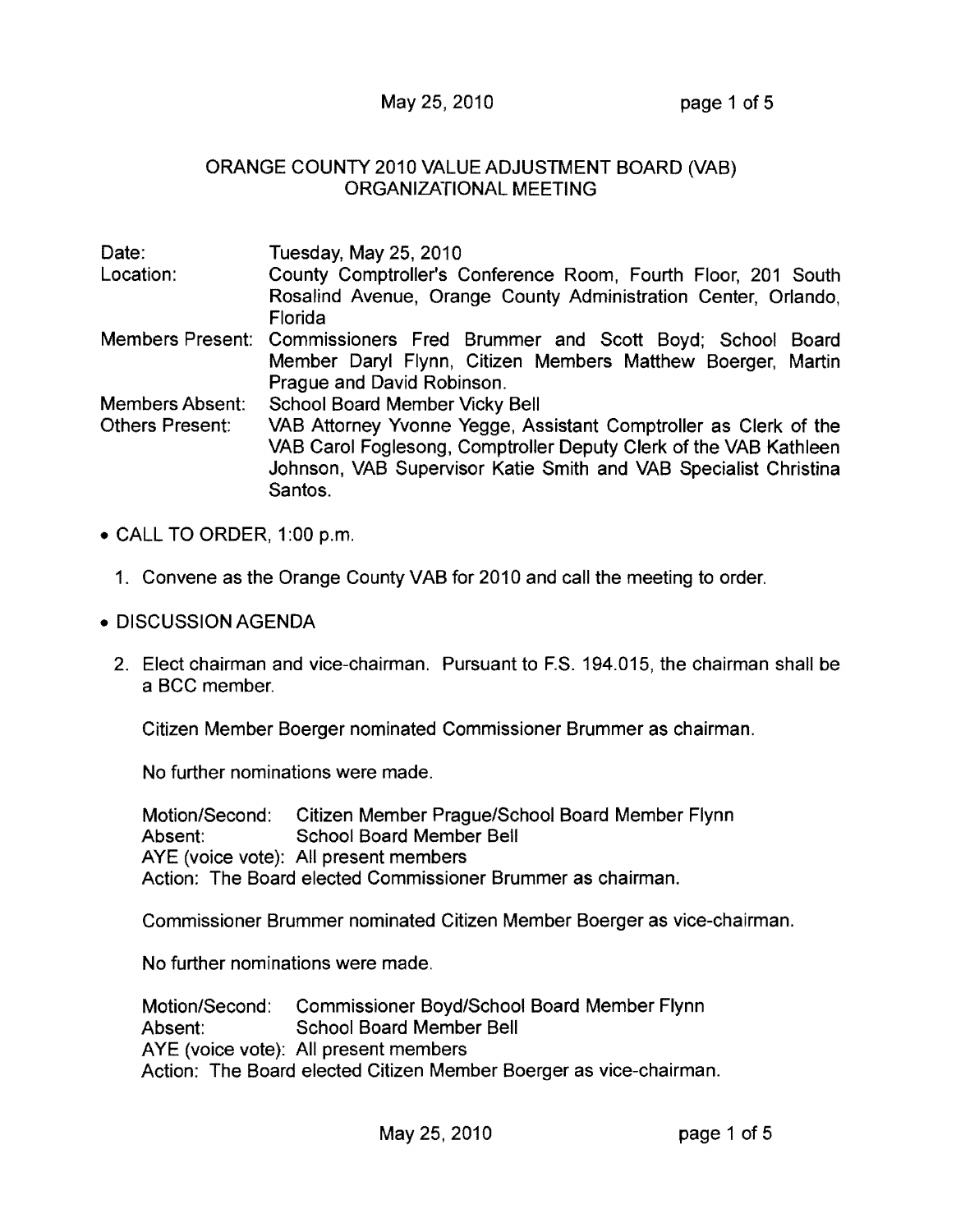# ORANGE COUNTY 2010 VALUE ADJUSTMENT BOARD (VAB) ORGANIZATIONAL MEETING

| | |
|---|---|
| Date: | Tuesday, May 25, 2010 |
| Location: | County Comptroller's Conference Room, Fourth Floor, 201 South Rosalind Avenue, Orange County Administration Center, Orlando, Florida |
| Members Present: | Commissioners Fred Brummer and Scott Boyd; School Board Member Daryl Flynn, Citizen Members Matthew Boerger, Martin Prague and David Robinson. |
| Members Absent: | School Board Member Vicky Bell |
| Others Present: | VAB Attorney Yvonne Yegge, Assistant Comptroller as Clerk of the VAB Carol Foglesong, Comptroller Deputy Clerk of the VAB Kathleen Johnson, VAB Supervisor Katie Smith and VAB Specialist Christina Santos. |

- CALL TO ORDER, 1:00 p.m.

  1. Convene as the Orange County VAB for 2010 and call the meeting to order.

- DISCUSSION AGENDA

  2. Elect chairman and vice-chairman. Pursuant to F.S. 194.015, the chairman shall be a BCC member.

     Citizen Member Boerger nominated Commissioner Brummer as chairman.

     No further nominations were made.

     Motion/Second: Citizen Member Prague/School Board Member Flynn
     Absent: School Board Member Bell
     AYE (voice vote): All present members
     Action: The Board elected Commissioner Brummer as chairman.

     Commissioner Brummer nominated Citizen Member Boerger as vice-chairman.

     No further nominations were made.

     Motion/Second: Commissioner Boyd/School Board Member Flynn
     Absent: School Board Member Bell
     AYE (voice vote): All present members
     Action: The Board elected Citizen Member Boerger as vice-chairman.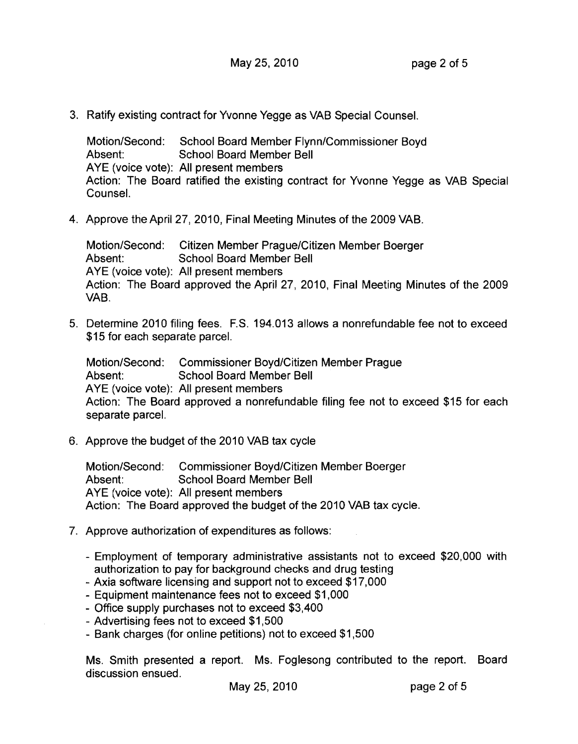3. Ratify existing contract for Yvonne Yegge as VAB Special Counsel.

   Motion/Second: School Board Member Flynn/Commissioner Boyd
   Absent: School Board Member Bell
   AYE (voice vote): All present members
   Action: The Board ratified the existing contract for Yvonne Yegge as VAB Special Counsel.

4. Approve the April 27, 2010, Final Meeting Minutes of the 2009 VAB.

   Motion/Second: Citizen Member Prague/Citizen Member Boerger
   Absent: School Board Member Bell
   AYE (voice vote): All present members
   Action: The Board approved the April 27, 2010, Final Meeting Minutes of the 2009 VAB.

5. Determine 2010 filing fees. F.S. 194.013 allows a nonrefundable fee not to exceed $15 for each separate parcel.

   Motion/Second: Commissioner Boyd/Citizen Member Prague
   Absent: School Board Member Bell
   AYE (voice vote): All present members
   Action: The Board approved a nonrefundable filing fee not to exceed $15 for each separate parcel.

6. Approve the budget of the 2010 VAB tax cycle

   Motion/Second: Commissioner Boyd/Citizen Member Boerger
   Absent: School Board Member Bell
   AYE (voice vote): All present members
   Action: The Board approved the budget of the 2010 VAB tax cycle.

7. Approve authorization of expenditures as follows:

   - Employment of temporary administrative assistants not to exceed $20,000 with authorization to pay for background checks and drug testing
   - Axia software licensing and support not to exceed $17,000
   - Equipment maintenance fees not to exceed $1,000
   - Office supply purchases not to exceed $3,400
   - Advertising fees not to exceed $1,500
   - Bank charges (for online petitions) not to exceed $1,500

   Ms. Smith presented a report. Ms. Foglesong contributed to the report. Board discussion ensued.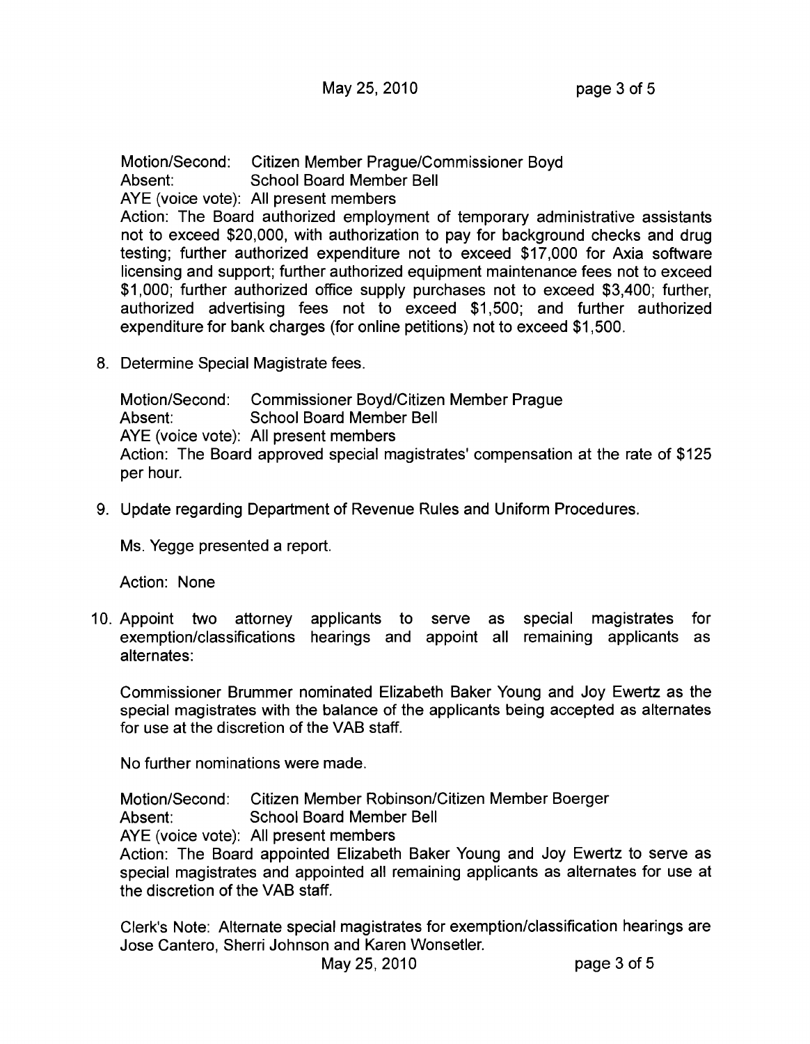Motion/Second: Citizen Member Prague/Commissioner Boyd
Absent: School Board Member Bell
AYE (voice vote): All present members
Action: The Board authorized employment of temporary administrative assistants not to exceed $20,000, with authorization to pay for background checks and drug testing; further authorized expenditure not to exceed $17,000 for Axia software licensing and support; further authorized equipment maintenance fees not to exceed $1,000; further authorized office supply purchases not to exceed $3,400; further, authorized advertising fees not to exceed $1,500; and further authorized expenditure for bank charges (for online petitions) not to exceed $1,500.

8. Determine Special Magistrate fees.

   Motion/Second: Commissioner Boyd/Citizen Member Prague
   Absent: School Board Member Bell
   AYE (voice vote): All present members
   Action: The Board approved special magistrates' compensation at the rate of $125 per hour.

9. Update regarding Department of Revenue Rules and Uniform Procedures.

   Ms. Yegge presented a report.

   Action: None

10. Appoint two attorney applicants to serve as special magistrates for exemption/classifications hearings and appoint all remaining applicants as alternates:

    Commissioner Brummer nominated Elizabeth Baker Young and Joy Ewertz as the special magistrates with the balance of the applicants being accepted as alternates for use at the discretion of the VAB staff.

    No further nominations were made.

    Motion/Second: Citizen Member Robinson/Citizen Member Boerger
    Absent: School Board Member Bell
    AYE (voice vote): All present members
    Action: The Board appointed Elizabeth Baker Young and Joy Ewertz to serve as special magistrates and appointed all remaining applicants as alternates for use at the discretion of the VAB staff.

    Clerk's Note: Alternate special magistrates for exemption/classification hearings are Jose Cantero, Sherri Johnson and Karen Wonsetler.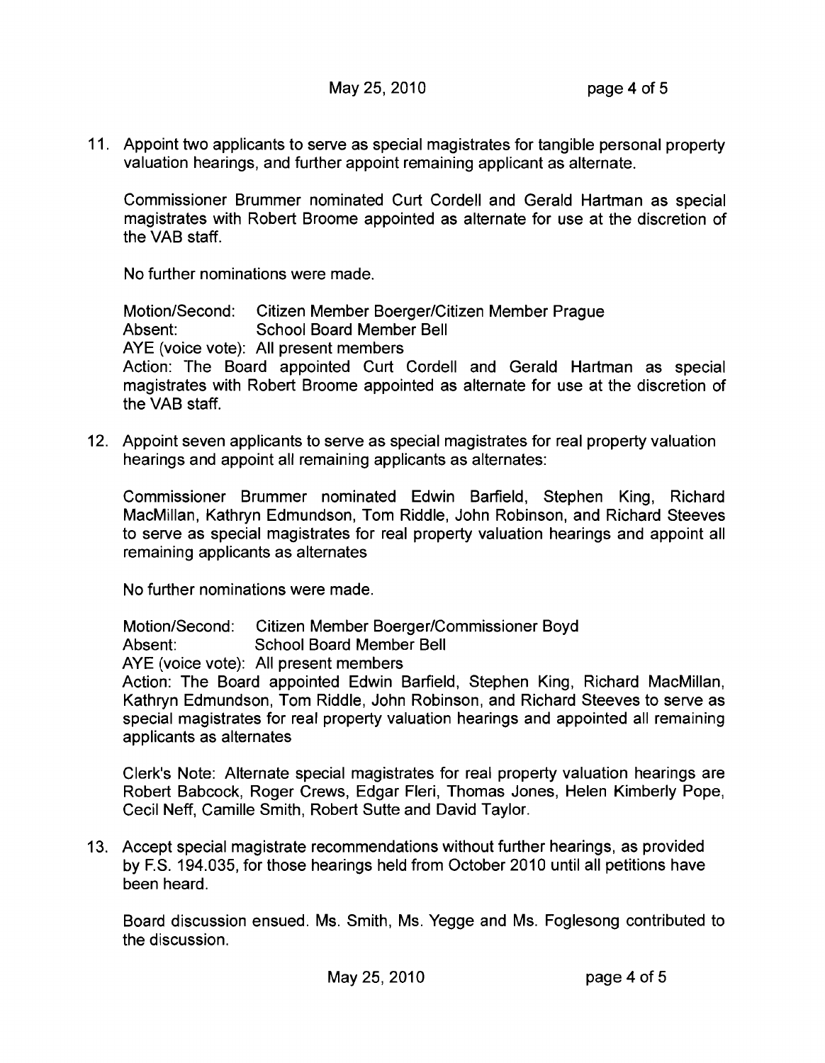11. Appoint two applicants to serve as special magistrates for tangible personal property valuation hearings, and further appoint remaining applicant as alternate.

    Commissioner Brummer nominated Curt Cordell and Gerald Hartman as special magistrates with Robert Broome appointed as alternate for use at the discretion of the VAB staff.

    No further nominations were made.

    Motion/Second: Citizen Member Boerger/Citizen Member Prague
    Absent: School Board Member Bell
    AYE (voice vote): All present members
    Action: The Board appointed Curt Cordell and Gerald Hartman as special magistrates with Robert Broome appointed as alternate for use at the discretion of the VAB staff.

12. Appoint seven applicants to serve as special magistrates for real property valuation hearings and appoint all remaining applicants as alternates:

    Commissioner Brummer nominated Edwin Barfield, Stephen King, Richard MacMillan, Kathryn Edmundson, Tom Riddle, John Robinson, and Richard Steeves to serve as special magistrates for real property valuation hearings and appoint all remaining applicants as alternates

    No further nominations were made.

    Motion/Second: Citizen Member Boerger/Commissioner Boyd
    Absent: School Board Member Bell
    AYE (voice vote): All present members
    Action: The Board appointed Edwin Barfield, Stephen King, Richard MacMillan, Kathryn Edmundson, Tom Riddle, John Robinson, and Richard Steeves to serve as special magistrates for real property valuation hearings and appointed all remaining applicants as alternates

    Clerk's Note: Alternate special magistrates for real property valuation hearings are Robert Babcock, Roger Crews, Edgar Fleri, Thomas Jones, Helen Kimberly Pope, Cecil Neff, Camille Smith, Robert Sutte and David Taylor.

13. Accept special magistrate recommendations without further hearings, as provided by F.S. 194.035, for those hearings held from October 2010 until all petitions have been heard.

    Board discussion ensued. Ms. Smith, Ms. Yegge and Ms. Foglesong contributed to the discussion.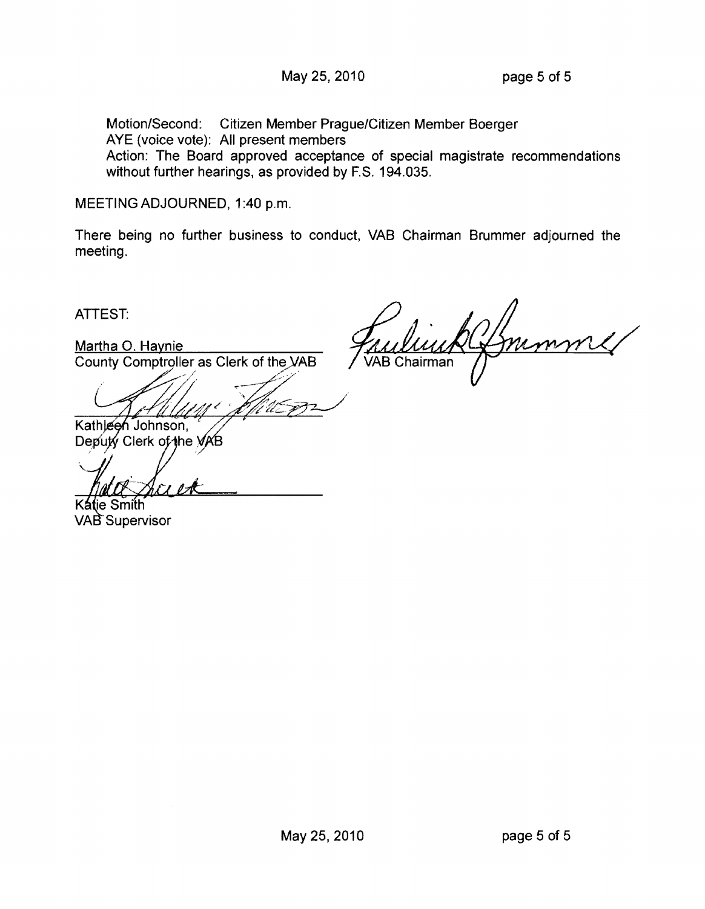Motion/Second: Citizen Member Prague/Citizen Member Boerger
AYE (voice vote): All present members
Action: The Board approved acceptance of special magistrate recommendations without further hearings, as provided by F.S. 194.035.

MEETING ADJOURNED, 1:40 p.m.

There being no further business to conduct, VAB Chairman Brummer adjourned the meeting.

ATTEST:

Martha O. Haynie
County Comptroller as Clerk of the VAB

Kathleen Johnson,
Deputy Clerk of the VAB

Katie Smith
VAB Supervisor

VAB Chairman